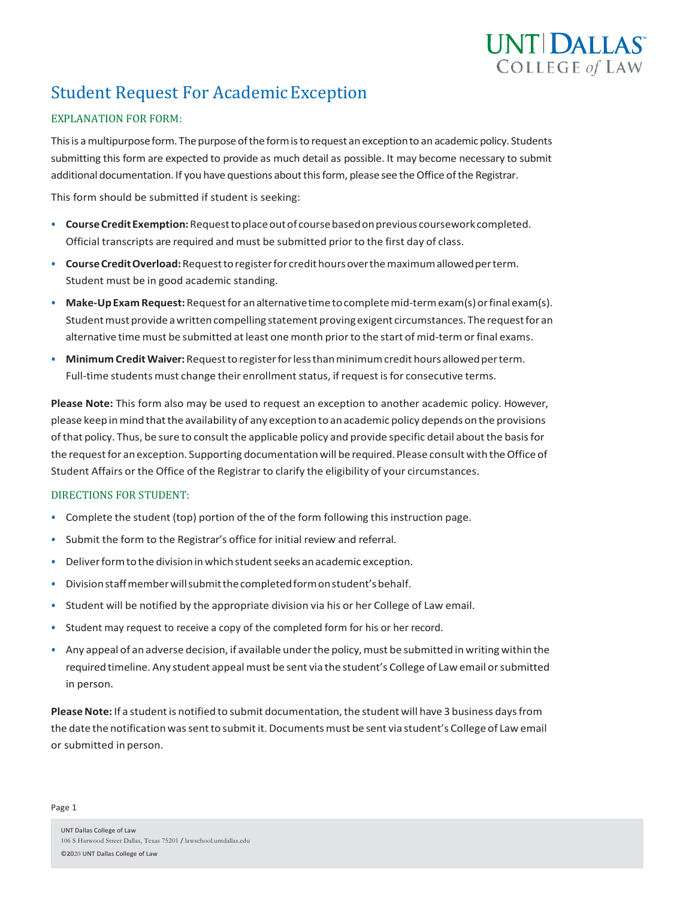# Student Request For Academic Exception

## EXPLANATION FOR FORM:

This is a multipurpose form. The purpose of the form is to request an exception to an academic policy. Students submitting this form are expected to provide as much detail as possible. It may become necessary to submit additional documentation. If you have questions about this form, please see the Office of the Registrar.

This form should be submitted if student is seeking:

- **Course Credit Exemption:** Request to place out of course based on previous coursework completed. Official transcripts are required and must be submitted prior to the first day of class.
- **Course Credit Overload:** Request to register for credit hours over the maximum allowed per term. Student must be in good academic standing.
- **Make-Up Exam Request:** Request for an alternative time to complete mid-term exam(s) or final exam(s). Student must provide a written compelling statement proving exigent circumstances. The request for an alternative time must be submitted at least one month prior to the start of mid-term or final exams.
- **Minimum Credit Waiver:** Request to register for less than minimum credit hours allowed per term. Full-time students must change their enrollment status, if request is for consecutive terms.

**Please Note:** This form also may be used to request an exception to another academic policy. However, please keep in mind that the availability of any exception to an academic policy depends on the provisions of that policy. Thus, be sure to consult the applicable policy and provide specific detail about the basis for the request for an exception. Supporting documentation will be required. Please consult with the Office of Student Affairs or the Office of the Registrar to clarify the eligibility of your circumstances.

## DIRECTIONS FOR STUDENT:

- Complete the student (top) portion of the of the form following this instruction page.
- Submit the form to the Registrar's office for initial review and referral.
- Deliver form to the division in which student seeks an academic exception.
- Division staff member will submit the completed form on student's behalf.
- Student will be notified by the appropriate division via his or her College of Law email.
- Student may request to receive a copy of the completed form for his or her record.
- Any appeal of an adverse decision, if available under the policy, must be submitted in writing within the required timeline. Any student appeal must be sent via the student's College of Law email or submitted in person.

**Please Note:** If a student is notified to submit documentation, the student will have 3 business days from the date the notification was sent to submit it. Documents must be sent via student's College of Law email or submitted in person.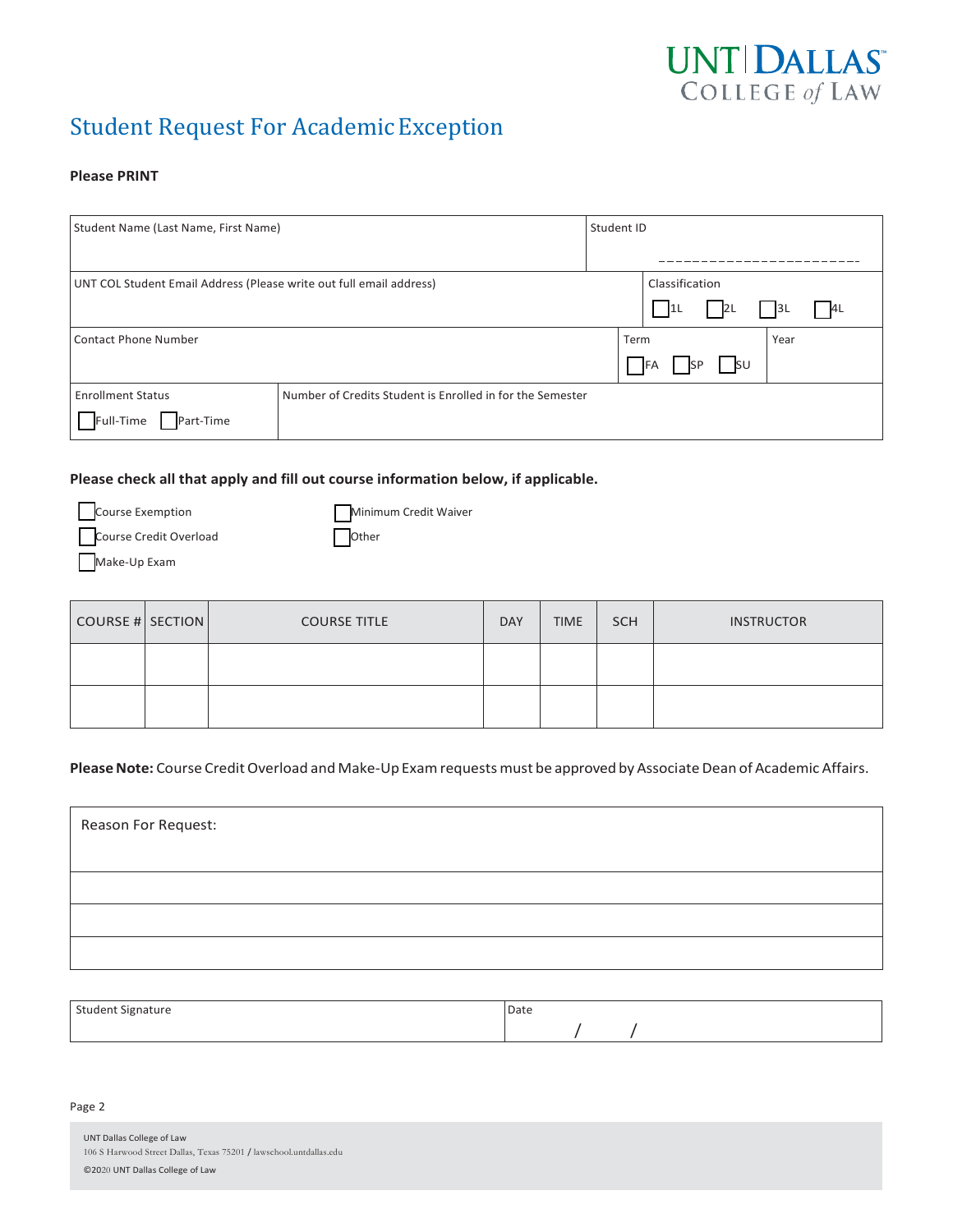UNT DALLAS COLLEGE of LAW

# Student Request For Academic Exception

**Please PRINT**

| Student Name (Last Name, First Name) | | Student ID |
|---|---|---|
| UNT COL Student Email Address (Please write out full email address) | | Classification ☐ 1L ☐ 2L ☐ 3L ☐ 4L |
| Contact Phone Number | Term ☐ FA ☐ SP ☐ SU | Year |
| Enrollment Status ☐ Full-Time ☐ Part-Time | Number of Credits Student is Enrolled in for the Semester | |

**Please check all that apply and fill out course information below, if applicable.**

- ☐ Course Exemption
- ☐ Course Credit Overload
- ☐ Make-Up Exam
- ☐ Minimum Credit Waiver
- ☐ Other

| COURSE # | SECTION | COURSE TITLE | DAY | TIME | SCH | INSTRUCTOR |
|---|---|---|---|---|---|---|
| | | | | | | |
| | | | | | | |

**Please Note:** Course Credit Overload and Make-Up Exam requests must be approved by Associate Dean of Academic Affairs.

| Reason For Request: |
|---|
| |
| |
| |

| Student Signature | Date / / |
|---|---|

UNT Dallas College of Law
106 S Harwood Street Dallas, Texas 75201 / lawschool.untdallas.edu
©2020 UNT Dallas College of Law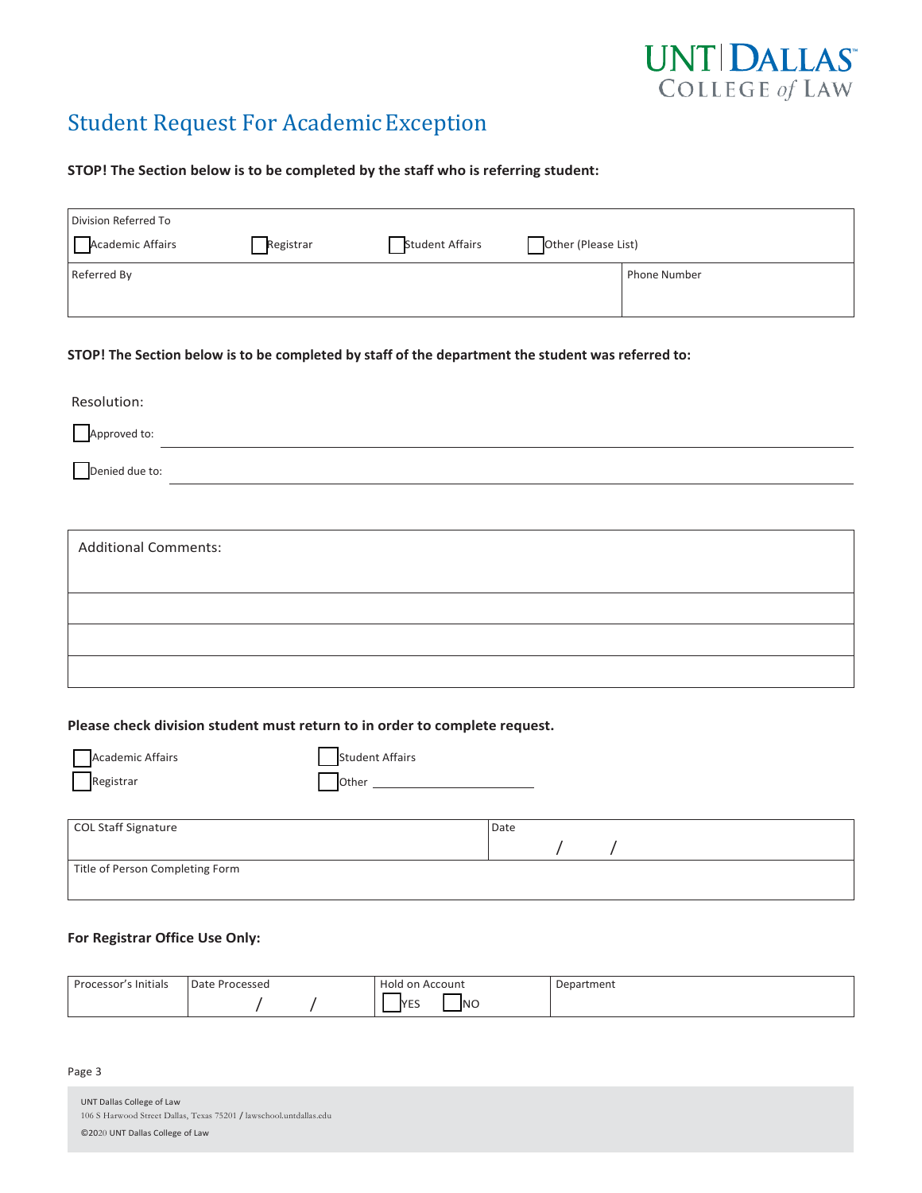# Student Request For Academic Exception

**STOP! The Section below is to be completed by the staff who is referring student:**

| Division Referred To | | | |
|---|---|---|---|
| ☐ Academic Affairs | ☐ Registrar | ☐ Student Affairs | ☐ Other (Please List) |
| Referred By | | | Phone Number |

**STOP! The Section below is to be completed by staff of the department the student was referred to:**

Resolution:

☐ Approved to: ____________________

☐ Denied due to: ____________________

| Additional Comments: |
|---|
| |
| |
| |

**Please check division student must return to in order to complete request.**

☐ Academic Affairs ☐ Student Affairs

☐ Registrar ☐ Other ____________

| COL Staff Signature | Date / / |
|---|---|
| Title of Person Completing Form | |

**For Registrar Office Use Only:**

| Processor's Initials | Date Processed | Hold on Account | Department |
|---|---|---|---|
| | / / | ☐ YES ☐ NO | |

UNT Dallas College of Law
106 S Harwood Street Dallas, Texas 75201 / lawschool.untdallas.edu
©2020 UNT Dallas College of Law